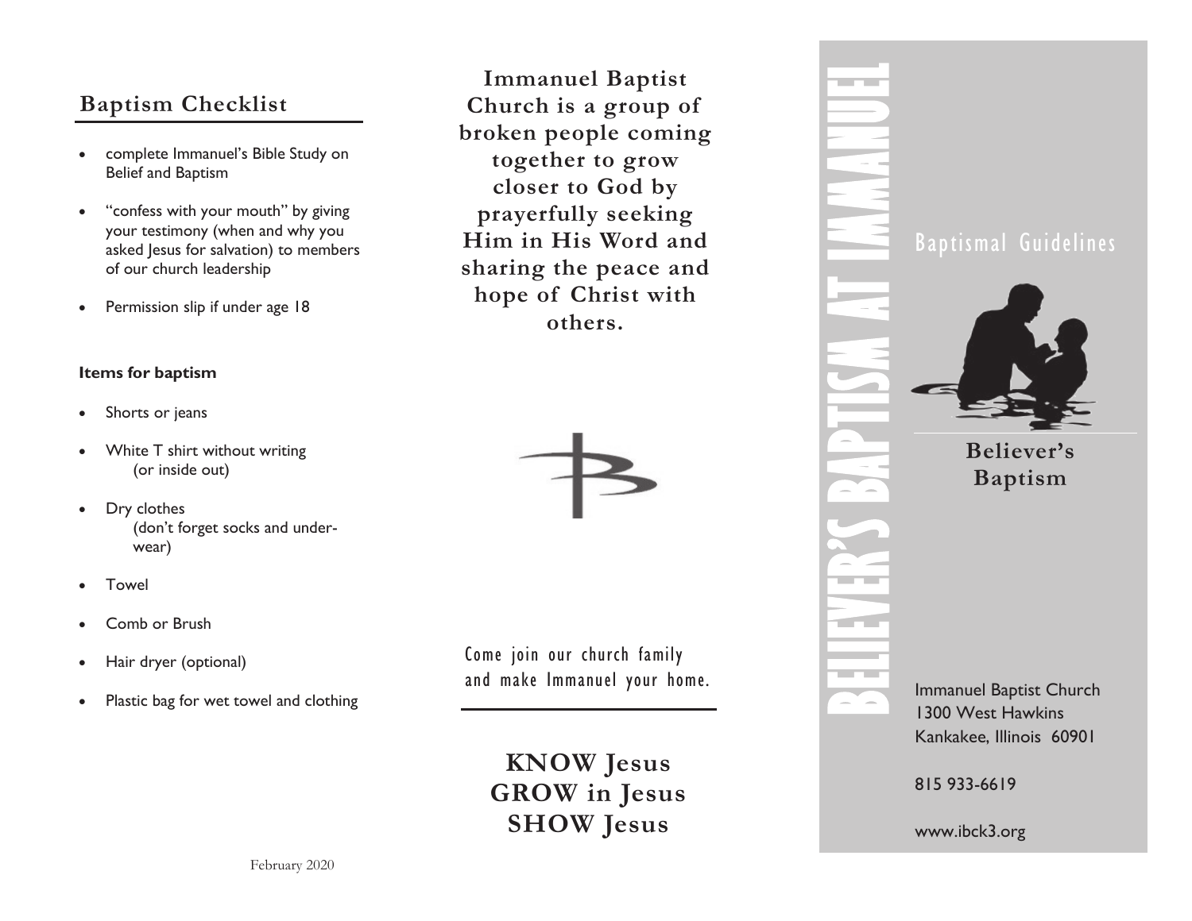## Baptism Checklist

- complete Immanuel's Bible Study on Belief and Baptism
- "confess with your mouth" by giving your testimony (when and why you asked Jesus for salvation) to members of our church leadership
- Permission slip if under age 18

**Items for baptism**

- Shorts or jeans
- White T shirt without writing (or inside out)
- Dry clothes (don't forget socks and under-wear)
- Towel
- Comb or Brush
- Hair dryer (optional)
- Plastic bag for wet towel and clothing

February 2020

**Immanuel Baptist Church is a group of broken people coming together to grow closer to God by prayerfully seeking Him in His Word and sharing the peace and hope of Christ with others.**

Come join our church family and make Immanuel your home.

**KNOW Jesus**
**GROW in Jesus**
**SHOW Jesus**

# BELIEVER'S BAPTISM AT IMMANUEL

Baptismal Guidelines

**Believer's Baptism**

Immanuel Baptist Church
1300 West Hawkins
Kankakee, Illinois 60901

815 933-6619

www.ibck3.org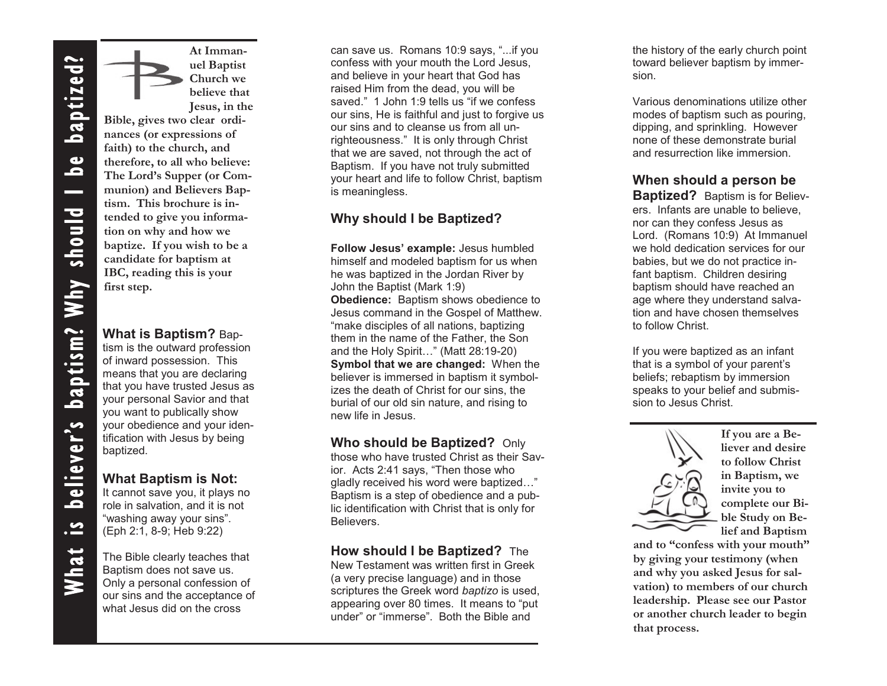# What is believer's baptism? Why should I be baptized?

**At Immanuel Baptist Church we believe that Jesus, in the Bible, gives two clear ordinances (or expressions of faith) to the church, and therefore, to all who believe: The Lord's Supper (or Communion) and Believers Baptism. This brochure is intended to give you information on why and how we baptize. If you wish to be a candidate for baptism at IBC, reading this is your first step.**

## What is Baptism?

Baptism is the outward profession of inward possession. This means that you are declaring that you have trusted Jesus as your personal Savior and that you want to publically show your obedience and your identification with Jesus by being baptized.

## What Baptism is Not:

It cannot save you, it plays no role in salvation, and it is not "washing away your sins". (Eph 2:1, 8-9; Heb 9:22)

The Bible clearly teaches that Baptism does not save us. Only a personal confession of our sins and the acceptance of what Jesus did on the cross can save us. Romans 10:9 says, "...if you confess with your mouth the Lord Jesus, and believe in your heart that God has raised Him from the dead, you will be saved." 1 John 1:9 tells us "if we confess our sins, He is faithful and just to forgive us our sins and to cleanse us from all unrighteousness." It is only through Christ that we are saved, not through the act of Baptism. If you have not truly submitted your heart and life to follow Christ, baptism is meaningless.

## Why should I be Baptized?

**Follow Jesus' example:** Jesus humbled himself and modeled baptism for us when he was baptized in the Jordan River by John the Baptist (Mark 1:9)
**Obedience:** Baptism shows obedience to Jesus command in the Gospel of Matthew. "make disciples of all nations, baptizing them in the name of the Father, the Son and the Holy Spirit…" (Matt 28:19-20)
**Symbol that we are changed:** When the believer is immersed in baptism it symbolizes the death of Christ for our sins, the burial of our old sin nature, and rising to new life in Jesus.

## Who should be Baptized?

Only those who have trusted Christ as their Savior. Acts 2:41 says, "Then those who gladly received his word were baptized…" Baptism is a step of obedience and a public identification with Christ that is only for Believers.

## How should I be Baptized?

The New Testament was written first in Greek (a very precise language) and in those scriptures the Greek word *baptizo* is used, appearing over 80 times. It means to "put under" or "immerse". Both the Bible and the history of the early church point toward believer baptism by immersion.

Various denominations utilize other modes of baptism such as pouring, dipping, and sprinkling. However none of these demonstrate burial and resurrection like immersion.

## When should a person be Baptized?

Baptism is for Believers. Infants are unable to believe, nor can they confess Jesus as Lord. (Romans 10:9) At Immanuel we hold dedication services for our babies, but we do not practice infant baptism. Children desiring baptism should have reached an age where they understand salvation and have chosen themselves to follow Christ.

If you were baptized as an infant that is a symbol of your parent's beliefs; rebaptism by immersion speaks to your belief and submission to Jesus Christ.

**If you are a Believer and desire to follow Christ in Baptism, we invite you to complete our Bible Study on Belief and Baptism and to "confess with your mouth" by giving your testimony (when and why you asked Jesus for salvation) to members of our church leadership. Please see our Pastor or another church leader to begin that process.**